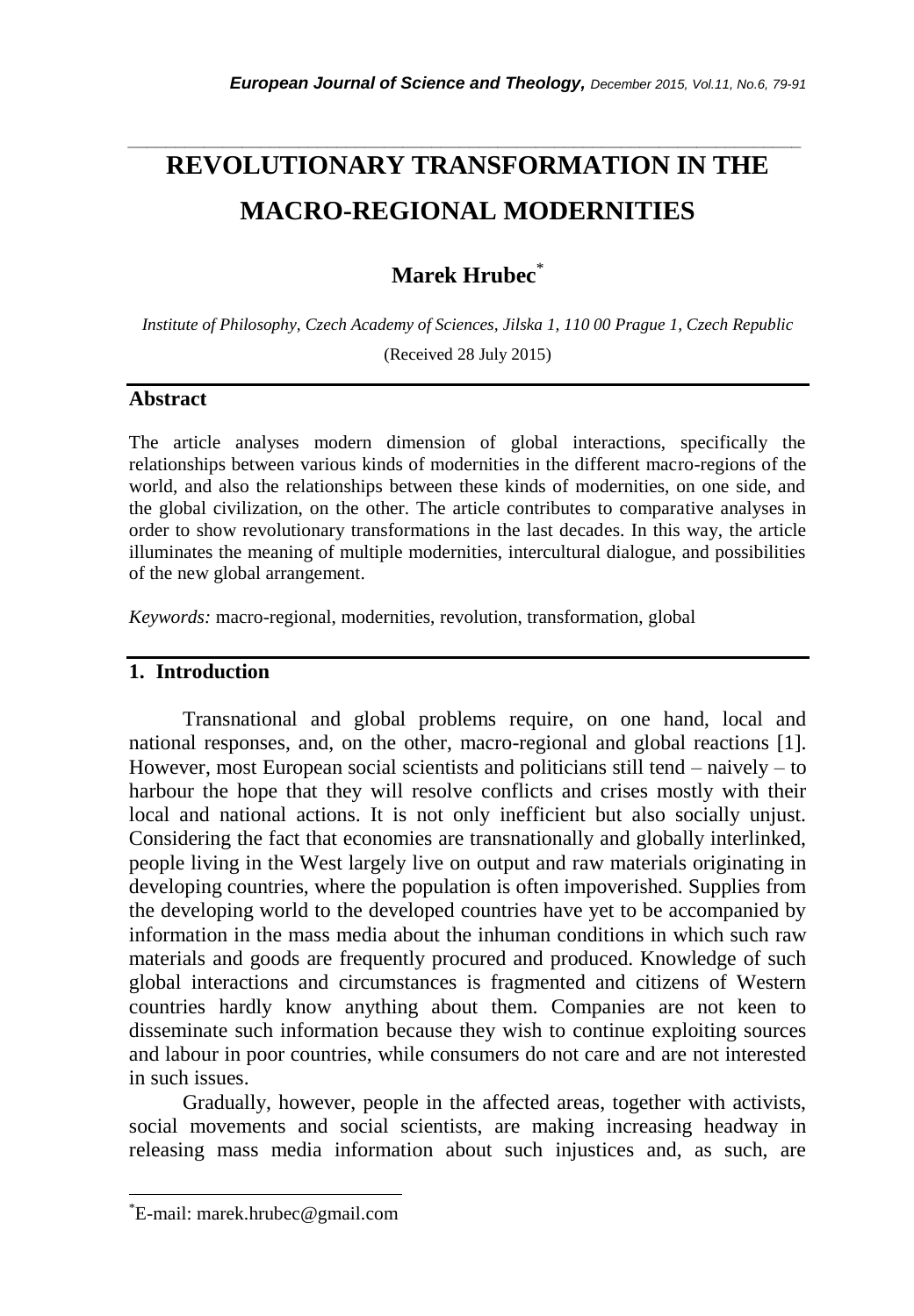# REVOLUTIONARY TRANSFORMATION IN THE MACRO-REGIONAL MODERNITIES

**Marek Hrubec***

*Institute of Philosophy, Czech Academy of Sciences, Jilska 1, 110 00 Prague 1, Czech Republic*

(Received 28 July 2015)

## Abstract

The article analyses modern dimension of global interactions, specifically the relationships between various kinds of modernities in the different macro-regions of the world, and also the relationships between these kinds of modernities, on one side, and the global civilization, on the other. The article contributes to comparative analyses in order to show revolutionary transformations in the last decades. In this way, the article illuminates the meaning of multiple modernities, intercultural dialogue, and possibilities of the new global arrangement.

*Keywords:* macro-regional, modernities, revolution, transformation, global

## 1. Introduction

Transnational and global problems require, on one hand, local and national responses, and, on the other, macro-regional and global reactions [1]. However, most European social scientists and politicians still tend – naively – to harbour the hope that they will resolve conflicts and crises mostly with their local and national actions. It is not only inefficient but also socially unjust. Considering the fact that economies are transnationally and globally interlinked, people living in the West largely live on output and raw materials originating in developing countries, where the population is often impoverished. Supplies from the developing world to the developed countries have yet to be accompanied by information in the mass media about the inhuman conditions in which such raw materials and goods are frequently procured and produced. Knowledge of such global interactions and circumstances is fragmented and citizens of Western countries hardly know anything about them. Companies are not keen to disseminate such information because they wish to continue exploiting sources and labour in poor countries, while consumers do not care and are not interested in such issues.

Gradually, however, people in the affected areas, together with activists, social movements and social scientists, are making increasing headway in releasing mass media information about such injustices and, as such, are

---

*E-mail: marek.hrubec@gmail.com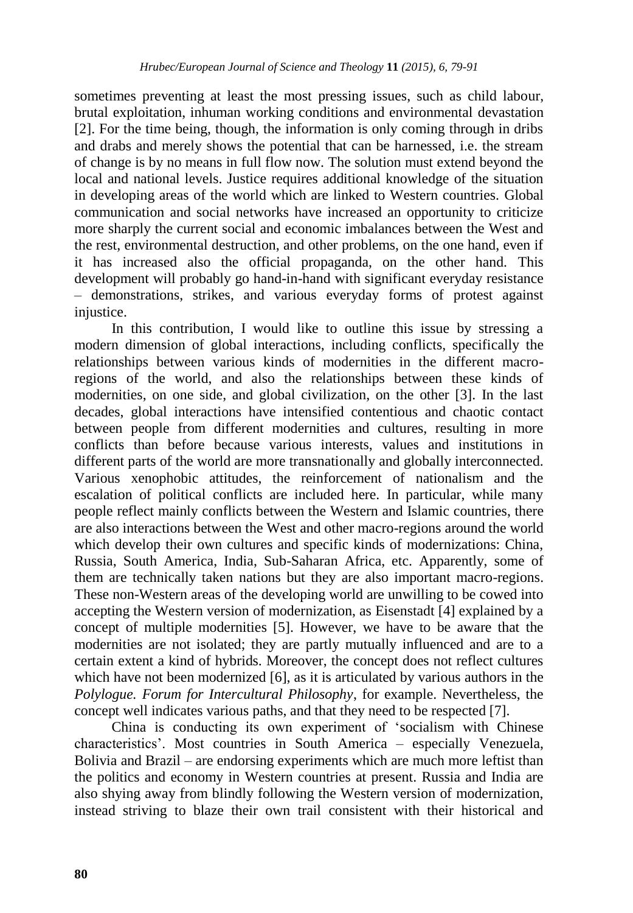sometimes preventing at least the most pressing issues, such as child labour, brutal exploitation, inhuman working conditions and environmental devastation [2]. For the time being, though, the information is only coming through in dribs and drabs and merely shows the potential that can be harnessed, i.e. the stream of change is by no means in full flow now. The solution must extend beyond the local and national levels. Justice requires additional knowledge of the situation in developing areas of the world which are linked to Western countries. Global communication and social networks have increased an opportunity to criticize more sharply the current social and economic imbalances between the West and the rest, environmental destruction, and other problems, on the one hand, even if it has increased also the official propaganda, on the other hand. This development will probably go hand-in-hand with significant everyday resistance – demonstrations, strikes, and various everyday forms of protest against injustice.

In this contribution, I would like to outline this issue by stressing a modern dimension of global interactions, including conflicts, specifically the relationships between various kinds of modernities in the different macro-regions of the world, and also the relationships between these kinds of modernities, on one side, and global civilization, on the other [3]. In the last decades, global interactions have intensified contentious and chaotic contact between people from different modernities and cultures, resulting in more conflicts than before because various interests, values and institutions in different parts of the world are more transnationally and globally interconnected. Various xenophobic attitudes, the reinforcement of nationalism and the escalation of political conflicts are included here. In particular, while many people reflect mainly conflicts between the Western and Islamic countries, there are also interactions between the West and other macro-regions around the world which develop their own cultures and specific kinds of modernizations: China, Russia, South America, India, Sub-Saharan Africa, etc. Apparently, some of them are technically taken nations but they are also important macro-regions. These non-Western areas of the developing world are unwilling to be cowed into accepting the Western version of modernization, as Eisenstadt [4] explained by a concept of multiple modernities [5]. However, we have to be aware that the modernities are not isolated; they are partly mutually influenced and are to a certain extent a kind of hybrids. Moreover, the concept does not reflect cultures which have not been modernized [6], as it is articulated by various authors in the *Polylogue. Forum for Intercultural Philosophy*, for example. Nevertheless, the concept well indicates various paths, and that they need to be respected [7].

China is conducting its own experiment of 'socialism with Chinese characteristics'. Most countries in South America – especially Venezuela, Bolivia and Brazil – are endorsing experiments which are much more leftist than the politics and economy in Western countries at present. Russia and India are also shying away from blindly following the Western version of modernization, instead striving to blaze their own trail consistent with their historical and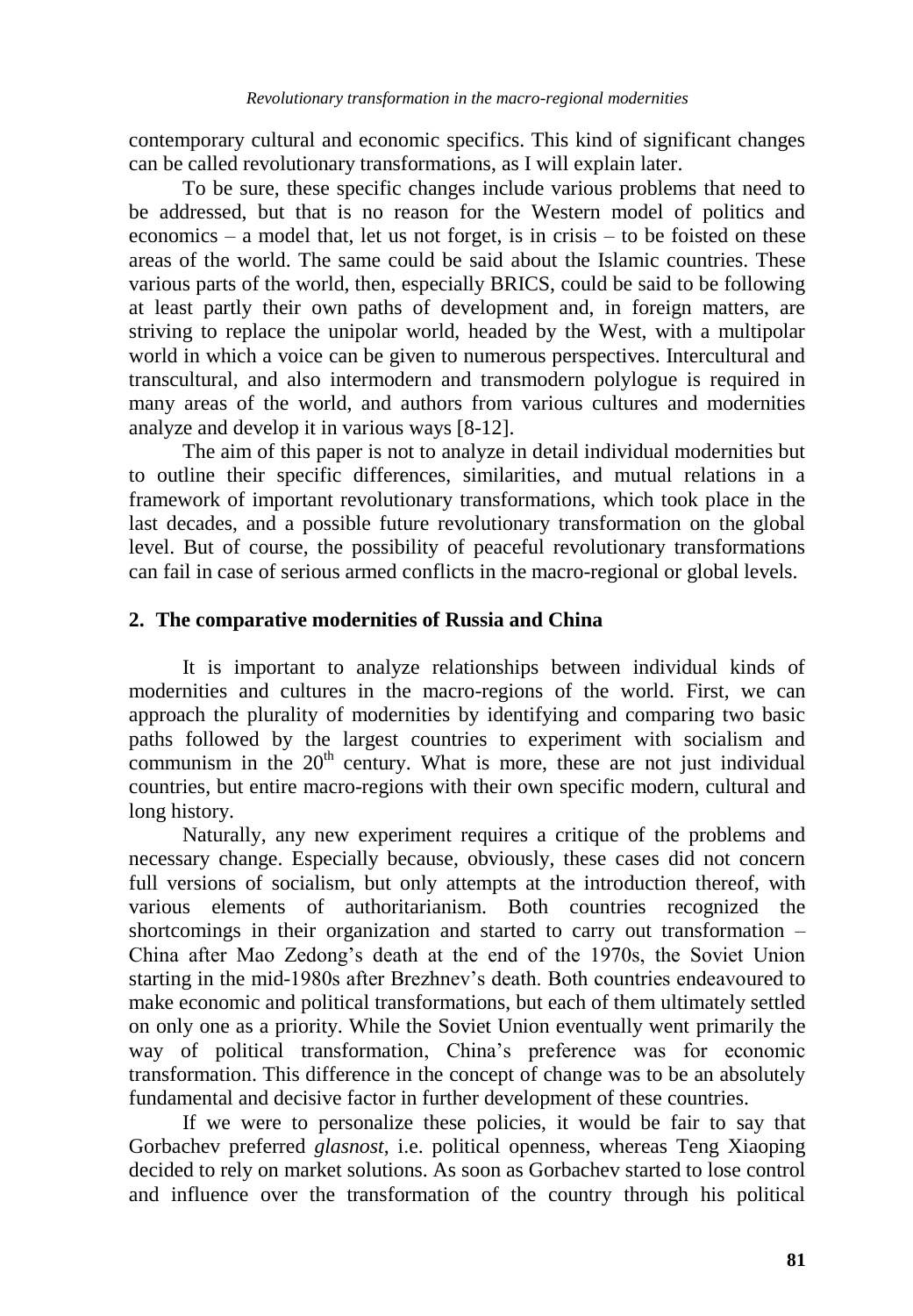contemporary cultural and economic specifics. This kind of significant changes can be called revolutionary transformations, as I will explain later.

To be sure, these specific changes include various problems that need to be addressed, but that is no reason for the Western model of politics and economics – a model that, let us not forget, is in crisis – to be foisted on these areas of the world. The same could be said about the Islamic countries. These various parts of the world, then, especially BRICS, could be said to be following at least partly their own paths of development and, in foreign matters, are striving to replace the unipolar world, headed by the West, with a multipolar world in which a voice can be given to numerous perspectives. Intercultural and transcultural, and also intermodern and transmodern polylogue is required in many areas of the world, and authors from various cultures and modernities analyze and develop it in various ways [8-12].

The aim of this paper is not to analyze in detail individual modernities but to outline their specific differences, similarities, and mutual relations in a framework of important revolutionary transformations, which took place in the last decades, and a possible future revolutionary transformation on the global level. But of course, the possibility of peaceful revolutionary transformations can fail in case of serious armed conflicts in the macro-regional or global levels.

## 2. The comparative modernities of Russia and China

It is important to analyze relationships between individual kinds of modernities and cultures in the macro-regions of the world. First, we can approach the plurality of modernities by identifying and comparing two basic paths followed by the largest countries to experiment with socialism and communism in the 20th century. What is more, these are not just individual countries, but entire macro-regions with their own specific modern, cultural and long history.

Naturally, any new experiment requires a critique of the problems and necessary change. Especially because, obviously, these cases did not concern full versions of socialism, but only attempts at the introduction thereof, with various elements of authoritarianism. Both countries recognized the shortcomings in their organization and started to carry out transformation – China after Mao Zedong's death at the end of the 1970s, the Soviet Union starting in the mid-1980s after Brezhnev's death. Both countries endeavoured to make economic and political transformations, but each of them ultimately settled on only one as a priority. While the Soviet Union eventually went primarily the way of political transformation, China's preference was for economic transformation. This difference in the concept of change was to be an absolutely fundamental and decisive factor in further development of these countries.

If we were to personalize these policies, it would be fair to say that Gorbachev preferred *glasnost*, i.e. political openness, whereas Teng Xiaoping decided to rely on market solutions. As soon as Gorbachev started to lose control and influence over the transformation of the country through his political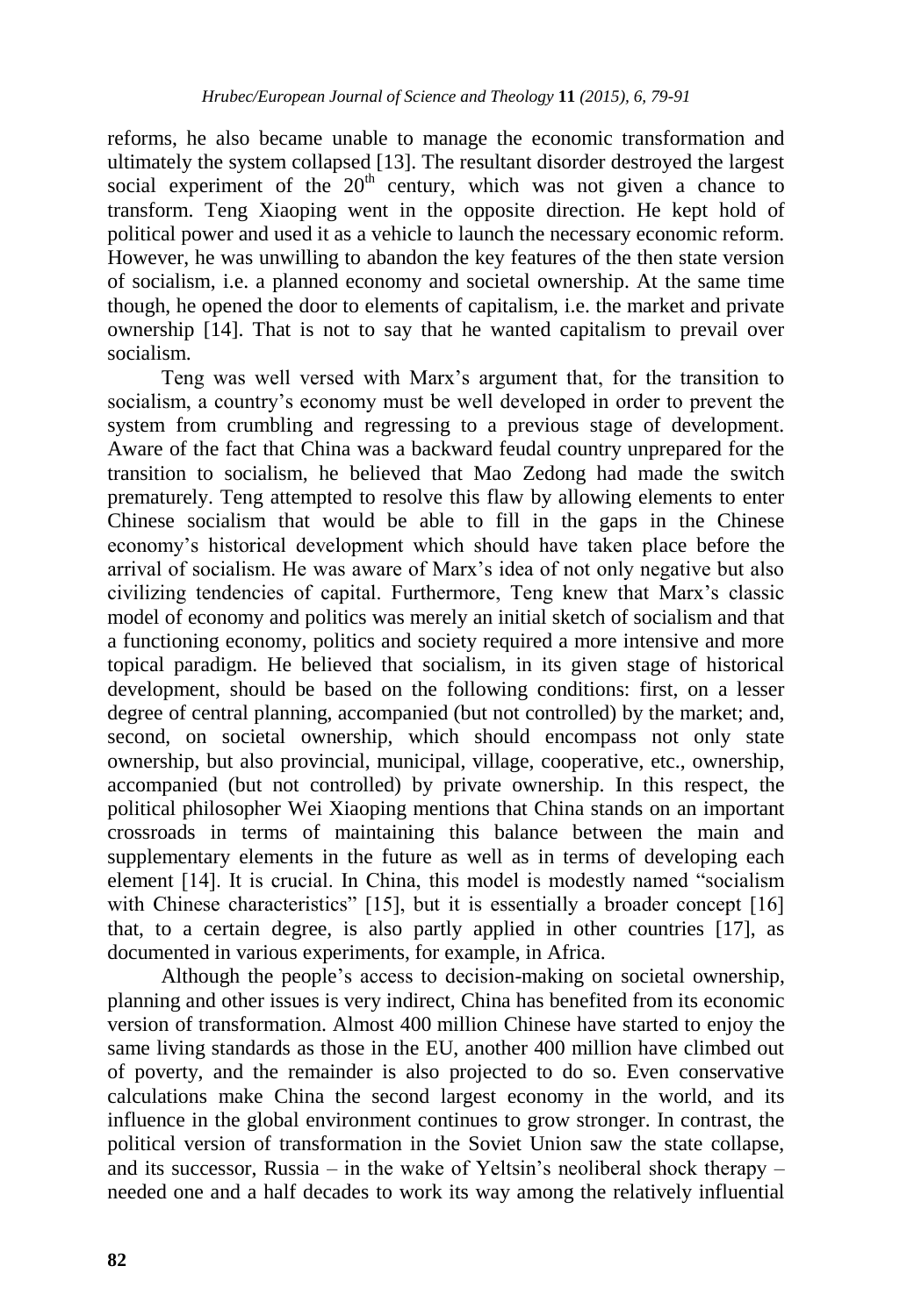reforms, he also became unable to manage the economic transformation and ultimately the system collapsed [13]. The resultant disorder destroyed the largest social experiment of the 20th century, which was not given a chance to transform. Teng Xiaoping went in the opposite direction. He kept hold of political power and used it as a vehicle to launch the necessary economic reform. However, he was unwilling to abandon the key features of the then state version of socialism, i.e. a planned economy and societal ownership. At the same time though, he opened the door to elements of capitalism, i.e. the market and private ownership [14]. That is not to say that he wanted capitalism to prevail over socialism.

Teng was well versed with Marx's argument that, for the transition to socialism, a country's economy must be well developed in order to prevent the system from crumbling and regressing to a previous stage of development. Aware of the fact that China was a backward feudal country unprepared for the transition to socialism, he believed that Mao Zedong had made the switch prematurely. Teng attempted to resolve this flaw by allowing elements to enter Chinese socialism that would be able to fill in the gaps in the Chinese economy's historical development which should have taken place before the arrival of socialism. He was aware of Marx's idea of not only negative but also civilizing tendencies of capital. Furthermore, Teng knew that Marx's classic model of economy and politics was merely an initial sketch of socialism and that a functioning economy, politics and society required a more intensive and more topical paradigm. He believed that socialism, in its given stage of historical development, should be based on the following conditions: first, on a lesser degree of central planning, accompanied (but not controlled) by the market; and, second, on societal ownership, which should encompass not only state ownership, but also provincial, municipal, village, cooperative, etc., ownership, accompanied (but not controlled) by private ownership. In this respect, the political philosopher Wei Xiaoping mentions that China stands on an important crossroads in terms of maintaining this balance between the main and supplementary elements in the future as well as in terms of developing each element [14]. It is crucial. In China, this model is modestly named "socialism with Chinese characteristics" [15], but it is essentially a broader concept [16] that, to a certain degree, is also partly applied in other countries [17], as documented in various experiments, for example, in Africa.

Although the people's access to decision-making on societal ownership, planning and other issues is very indirect, China has benefited from its economic version of transformation. Almost 400 million Chinese have started to enjoy the same living standards as those in the EU, another 400 million have climbed out of poverty, and the remainder is also projected to do so. Even conservative calculations make China the second largest economy in the world, and its influence in the global environment continues to grow stronger. In contrast, the political version of transformation in the Soviet Union saw the state collapse, and its successor, Russia – in the wake of Yeltsin's neoliberal shock therapy – needed one and a half decades to work its way among the relatively influential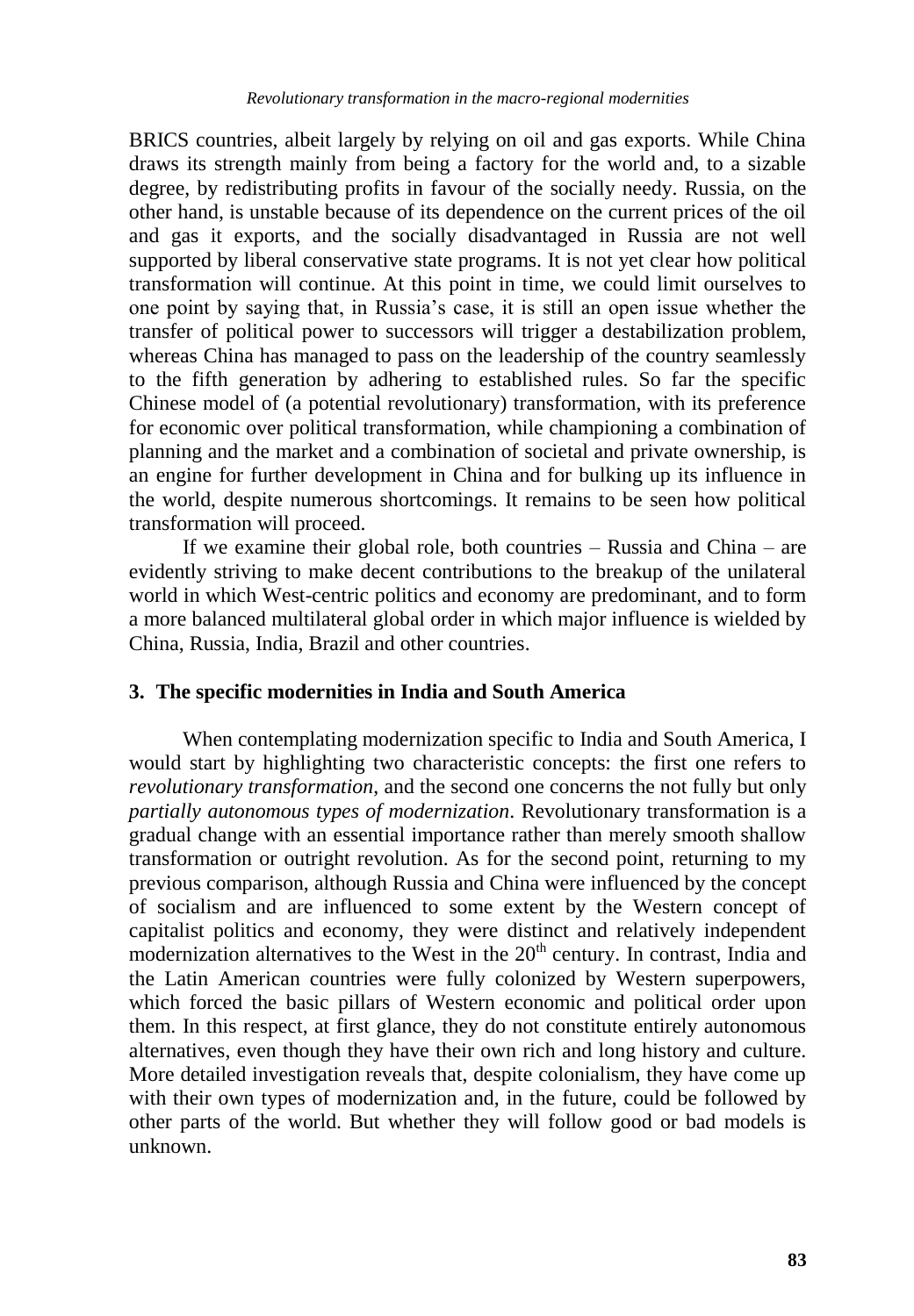BRICS countries, albeit largely by relying on oil and gas exports. While China draws its strength mainly from being a factory for the world and, to a sizable degree, by redistributing profits in favour of the socially needy. Russia, on the other hand, is unstable because of its dependence on the current prices of the oil and gas it exports, and the socially disadvantaged in Russia are not well supported by liberal conservative state programs. It is not yet clear how political transformation will continue. At this point in time, we could limit ourselves to one point by saying that, in Russia's case, it is still an open issue whether the transfer of political power to successors will trigger a destabilization problem, whereas China has managed to pass on the leadership of the country seamlessly to the fifth generation by adhering to established rules. So far the specific Chinese model of (a potential revolutionary) transformation, with its preference for economic over political transformation, while championing a combination of planning and the market and a combination of societal and private ownership, is an engine for further development in China and for bulking up its influence in the world, despite numerous shortcomings. It remains to be seen how political transformation will proceed.

If we examine their global role, both countries – Russia and China – are evidently striving to make decent contributions to the breakup of the unilateral world in which West-centric politics and economy are predominant, and to form a more balanced multilateral global order in which major influence is wielded by China, Russia, India, Brazil and other countries.

## 3. The specific modernities in India and South America

When contemplating modernization specific to India and South America, I would start by highlighting two characteristic concepts: the first one refers to *revolutionary transformation*, and the second one concerns the not fully but only *partially autonomous types of modernization*. Revolutionary transformation is a gradual change with an essential importance rather than merely smooth shallow transformation or outright revolution. As for the second point, returning to my previous comparison, although Russia and China were influenced by the concept of socialism and are influenced to some extent by the Western concept of capitalist politics and economy, they were distinct and relatively independent modernization alternatives to the West in the 20th century. In contrast, India and the Latin American countries were fully colonized by Western superpowers, which forced the basic pillars of Western economic and political order upon them. In this respect, at first glance, they do not constitute entirely autonomous alternatives, even though they have their own rich and long history and culture. More detailed investigation reveals that, despite colonialism, they have come up with their own types of modernization and, in the future, could be followed by other parts of the world. But whether they will follow good or bad models is unknown.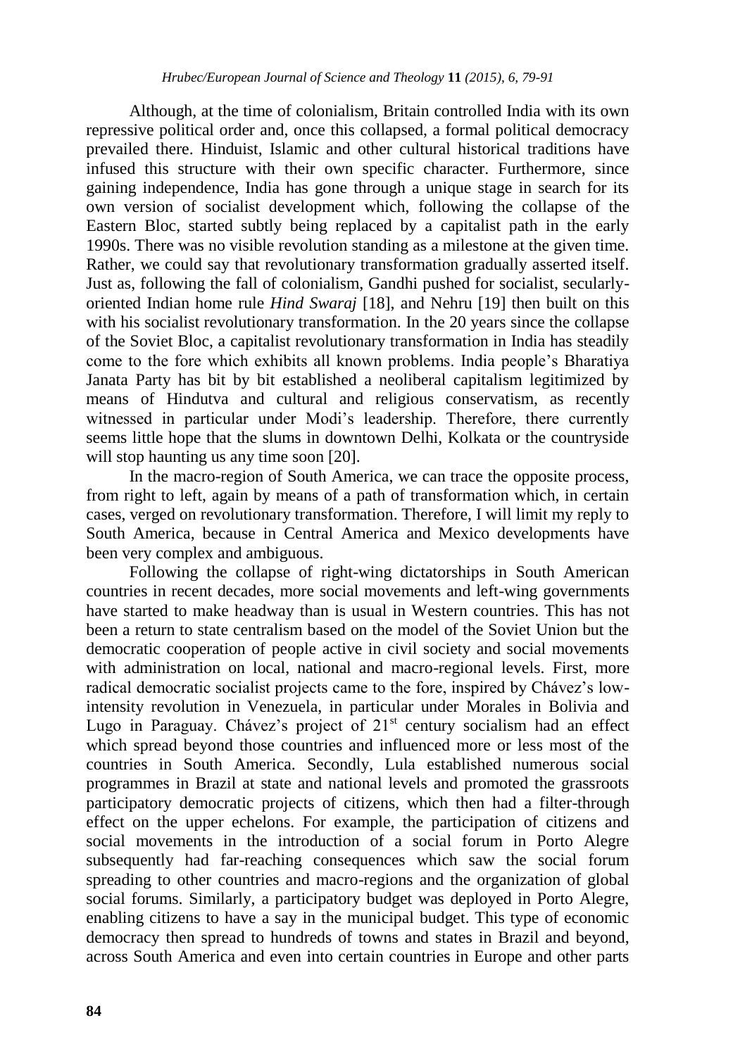Although, at the time of colonialism, Britain controlled India with its own repressive political order and, once this collapsed, a formal political democracy prevailed there. Hinduist, Islamic and other cultural historical traditions have infused this structure with their own specific character. Furthermore, since gaining independence, India has gone through a unique stage in search for its own version of socialist development which, following the collapse of the Eastern Bloc, started subtly being replaced by a capitalist path in the early 1990s. There was no visible revolution standing as a milestone at the given time. Rather, we could say that revolutionary transformation gradually asserted itself. Just as, following the fall of colonialism, Gandhi pushed for socialist, secularly-oriented Indian home rule *Hind Swaraj* [18], and Nehru [19] then built on this with his socialist revolutionary transformation. In the 20 years since the collapse of the Soviet Bloc, a capitalist revolutionary transformation in India has steadily come to the fore which exhibits all known problems. India people's Bharatiya Janata Party has bit by bit established a neoliberal capitalism legitimized by means of Hindutva and cultural and religious conservatism, as recently witnessed in particular under Modi's leadership. Therefore, there currently seems little hope that the slums in downtown Delhi, Kolkata or the countryside will stop haunting us any time soon [20].

In the macro-region of South America, we can trace the opposite process, from right to left, again by means of a path of transformation which, in certain cases, verged on revolutionary transformation. Therefore, I will limit my reply to South America, because in Central America and Mexico developments have been very complex and ambiguous.

Following the collapse of right-wing dictatorships in South American countries in recent decades, more social movements and left-wing governments have started to make headway than is usual in Western countries. This has not been a return to state centralism based on the model of the Soviet Union but the democratic cooperation of people active in civil society and social movements with administration on local, national and macro-regional levels. First, more radical democratic socialist projects came to the fore, inspired by Chávez's low-intensity revolution in Venezuela, in particular under Morales in Bolivia and Lugo in Paraguay. Chávez's project of 21st century socialism had an effect which spread beyond those countries and influenced more or less most of the countries in South America. Secondly, Lula established numerous social programmes in Brazil at state and national levels and promoted the grassroots participatory democratic projects of citizens, which then had a filter-through effect on the upper echelons. For example, the participation of citizens and social movements in the introduction of a social forum in Porto Alegre subsequently had far-reaching consequences which saw the social forum spreading to other countries and macro-regions and the organization of global social forums. Similarly, a participatory budget was deployed in Porto Alegre, enabling citizens to have a say in the municipal budget. This type of economic democracy then spread to hundreds of towns and states in Brazil and beyond, across South America and even into certain countries in Europe and other parts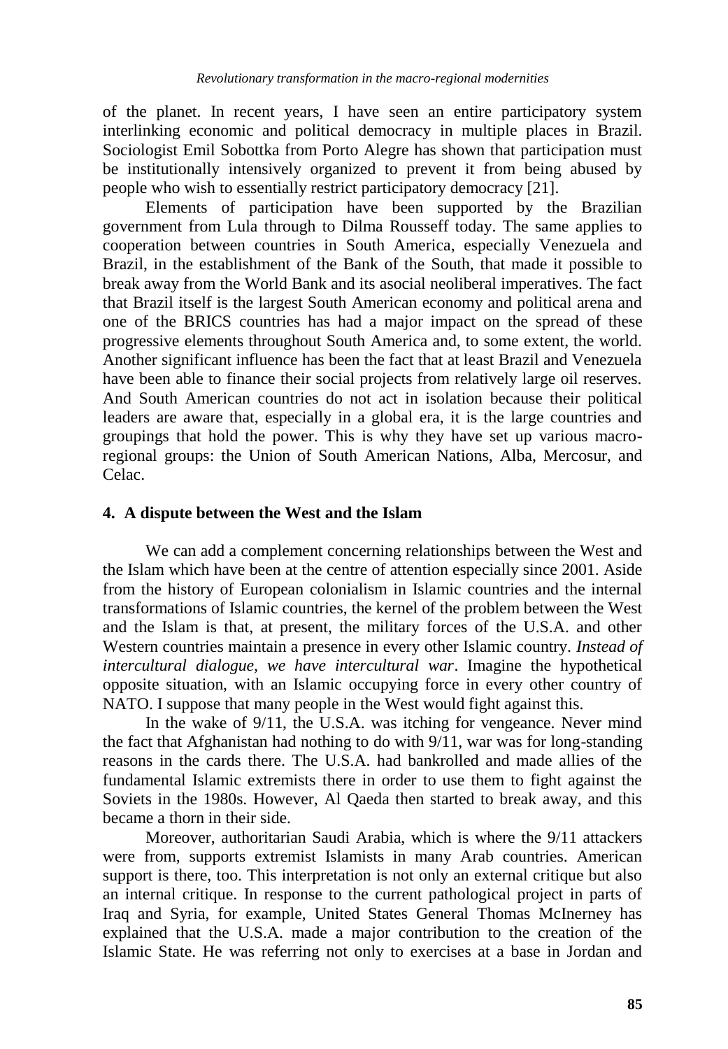of the planet. In recent years, I have seen an entire participatory system interlinking economic and political democracy in multiple places in Brazil. Sociologist Emil Sobottka from Porto Alegre has shown that participation must be institutionally intensively organized to prevent it from being abused by people who wish to essentially restrict participatory democracy [21].

Elements of participation have been supported by the Brazilian government from Lula through to Dilma Rousseff today. The same applies to cooperation between countries in South America, especially Venezuela and Brazil, in the establishment of the Bank of the South, that made it possible to break away from the World Bank and its asocial neoliberal imperatives. The fact that Brazil itself is the largest South American economy and political arena and one of the BRICS countries has had a major impact on the spread of these progressive elements throughout South America and, to some extent, the world. Another significant influence has been the fact that at least Brazil and Venezuela have been able to finance their social projects from relatively large oil reserves. And South American countries do not act in isolation because their political leaders are aware that, especially in a global era, it is the large countries and groupings that hold the power. This is why they have set up various macro-regional groups: the Union of South American Nations, Alba, Mercosur, and Celac.

## 4. A dispute between the West and the Islam

We can add a complement concerning relationships between the West and the Islam which have been at the centre of attention especially since 2001. Aside from the history of European colonialism in Islamic countries and the internal transformations of Islamic countries, the kernel of the problem between the West and the Islam is that, at present, the military forces of the U.S.A. and other Western countries maintain a presence in every other Islamic country. *Instead of intercultural dialogue, we have intercultural war*. Imagine the hypothetical opposite situation, with an Islamic occupying force in every other country of NATO. I suppose that many people in the West would fight against this.

In the wake of 9/11, the U.S.A. was itching for vengeance. Never mind the fact that Afghanistan had nothing to do with 9/11, war was for long-standing reasons in the cards there. The U.S.A. had bankrolled and made allies of the fundamental Islamic extremists there in order to use them to fight against the Soviets in the 1980s. However, Al Qaeda then started to break away, and this became a thorn in their side.

Moreover, authoritarian Saudi Arabia, which is where the 9/11 attackers were from, supports extremist Islamists in many Arab countries. American support is there, too. This interpretation is not only an external critique but also an internal critique. In response to the current pathological project in parts of Iraq and Syria, for example, United States General Thomas McInerney has explained that the U.S.A. made a major contribution to the creation of the Islamic State. He was referring not only to exercises at a base in Jordan and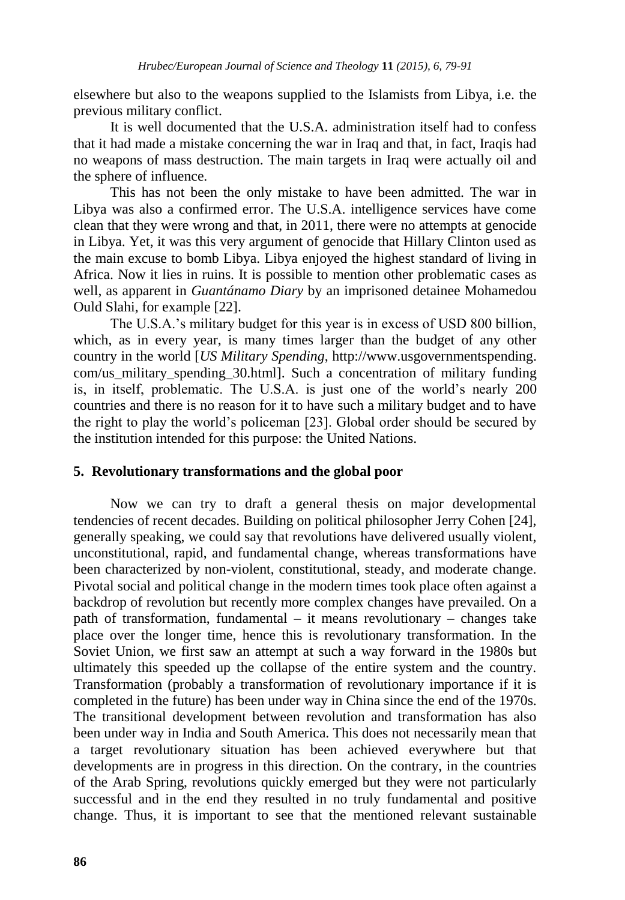elsewhere but also to the weapons supplied to the Islamists from Libya, i.e. the previous military conflict.

It is well documented that the U.S.A. administration itself had to confess that it had made a mistake concerning the war in Iraq and that, in fact, Iraqis had no weapons of mass destruction. The main targets in Iraq were actually oil and the sphere of influence.

This has not been the only mistake to have been admitted. The war in Libya was also a confirmed error. The U.S.A. intelligence services have come clean that they were wrong and that, in 2011, there were no attempts at genocide in Libya. Yet, it was this very argument of genocide that Hillary Clinton used as the main excuse to bomb Libya. Libya enjoyed the highest standard of living in Africa. Now it lies in ruins. It is possible to mention other problematic cases as well, as apparent in *Guantánamo Diary* by an imprisoned detainee Mohamedou Ould Slahi, for example [22].

The U.S.A.'s military budget for this year is in excess of USD 800 billion, which, as in every year, is many times larger than the budget of any other country in the world [*US Military Spending*, http://www.usgovernmentspending.com/us_military_spending_30.html]. Such a concentration of military funding is, in itself, problematic. The U.S.A. is just one of the world's nearly 200 countries and there is no reason for it to have such a military budget and to have the right to play the world's policeman [23]. Global order should be secured by the institution intended for this purpose: the United Nations.

## 5. Revolutionary transformations and the global poor

Now we can try to draft a general thesis on major developmental tendencies of recent decades. Building on political philosopher Jerry Cohen [24], generally speaking, we could say that revolutions have delivered usually violent, unconstitutional, rapid, and fundamental change, whereas transformations have been characterized by non-violent, constitutional, steady, and moderate change. Pivotal social and political change in the modern times took place often against a backdrop of revolution but recently more complex changes have prevailed. On a path of transformation, fundamental – it means revolutionary – changes take place over the longer time, hence this is revolutionary transformation. In the Soviet Union, we first saw an attempt at such a way forward in the 1980s but ultimately this speeded up the collapse of the entire system and the country. Transformation (probably a transformation of revolutionary importance if it is completed in the future) has been under way in China since the end of the 1970s. The transitional development between revolution and transformation has also been under way in India and South America. This does not necessarily mean that a target revolutionary situation has been achieved everywhere but that developments are in progress in this direction. On the contrary, in the countries of the Arab Spring, revolutions quickly emerged but they were not particularly successful and in the end they resulted in no truly fundamental and positive change. Thus, it is important to see that the mentioned relevant sustainable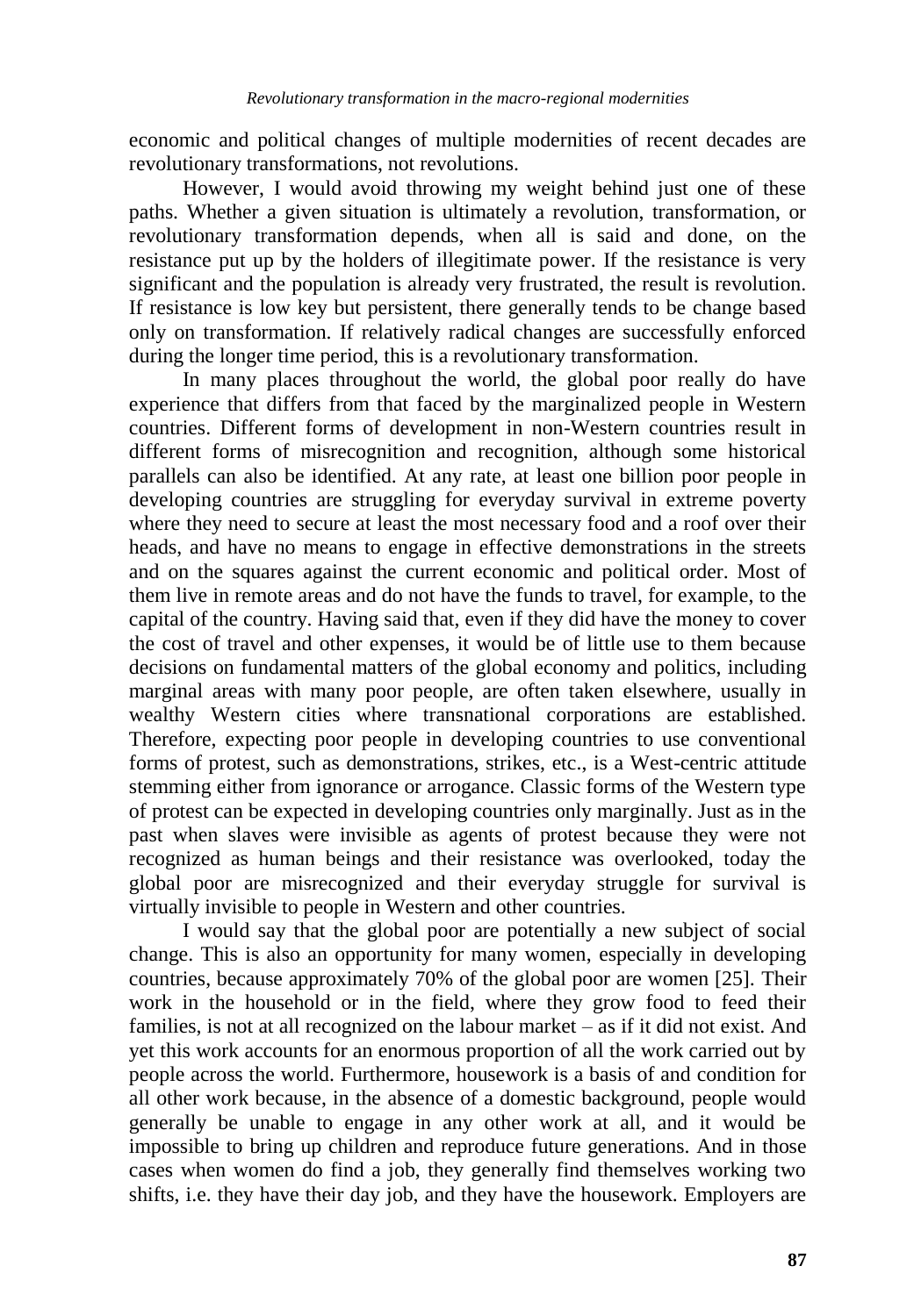economic and political changes of multiple modernities of recent decades are revolutionary transformations, not revolutions.

However, I would avoid throwing my weight behind just one of these paths. Whether a given situation is ultimately a revolution, transformation, or revolutionary transformation depends, when all is said and done, on the resistance put up by the holders of illegitimate power. If the resistance is very significant and the population is already very frustrated, the result is revolution. If resistance is low key but persistent, there generally tends to be change based only on transformation. If relatively radical changes are successfully enforced during the longer time period, this is a revolutionary transformation.

In many places throughout the world, the global poor really do have experience that differs from that faced by the marginalized people in Western countries. Different forms of development in non-Western countries result in different forms of misrecognition and recognition, although some historical parallels can also be identified. At any rate, at least one billion poor people in developing countries are struggling for everyday survival in extreme poverty where they need to secure at least the most necessary food and a roof over their heads, and have no means to engage in effective demonstrations in the streets and on the squares against the current economic and political order. Most of them live in remote areas and do not have the funds to travel, for example, to the capital of the country. Having said that, even if they did have the money to cover the cost of travel and other expenses, it would be of little use to them because decisions on fundamental matters of the global economy and politics, including marginal areas with many poor people, are often taken elsewhere, usually in wealthy Western cities where transnational corporations are established. Therefore, expecting poor people in developing countries to use conventional forms of protest, such as demonstrations, strikes, etc., is a West-centric attitude stemming either from ignorance or arrogance. Classic forms of the Western type of protest can be expected in developing countries only marginally. Just as in the past when slaves were invisible as agents of protest because they were not recognized as human beings and their resistance was overlooked, today the global poor are misrecognized and their everyday struggle for survival is virtually invisible to people in Western and other countries.

I would say that the global poor are potentially a new subject of social change. This is also an opportunity for many women, especially in developing countries, because approximately 70% of the global poor are women [25]. Their work in the household or in the field, where they grow food to feed their families, is not at all recognized on the labour market – as if it did not exist. And yet this work accounts for an enormous proportion of all the work carried out by people across the world. Furthermore, housework is a basis of and condition for all other work because, in the absence of a domestic background, people would generally be unable to engage in any other work at all, and it would be impossible to bring up children and reproduce future generations. And in those cases when women do find a job, they generally find themselves working two shifts, i.e. they have their day job, and they have the housework. Employers are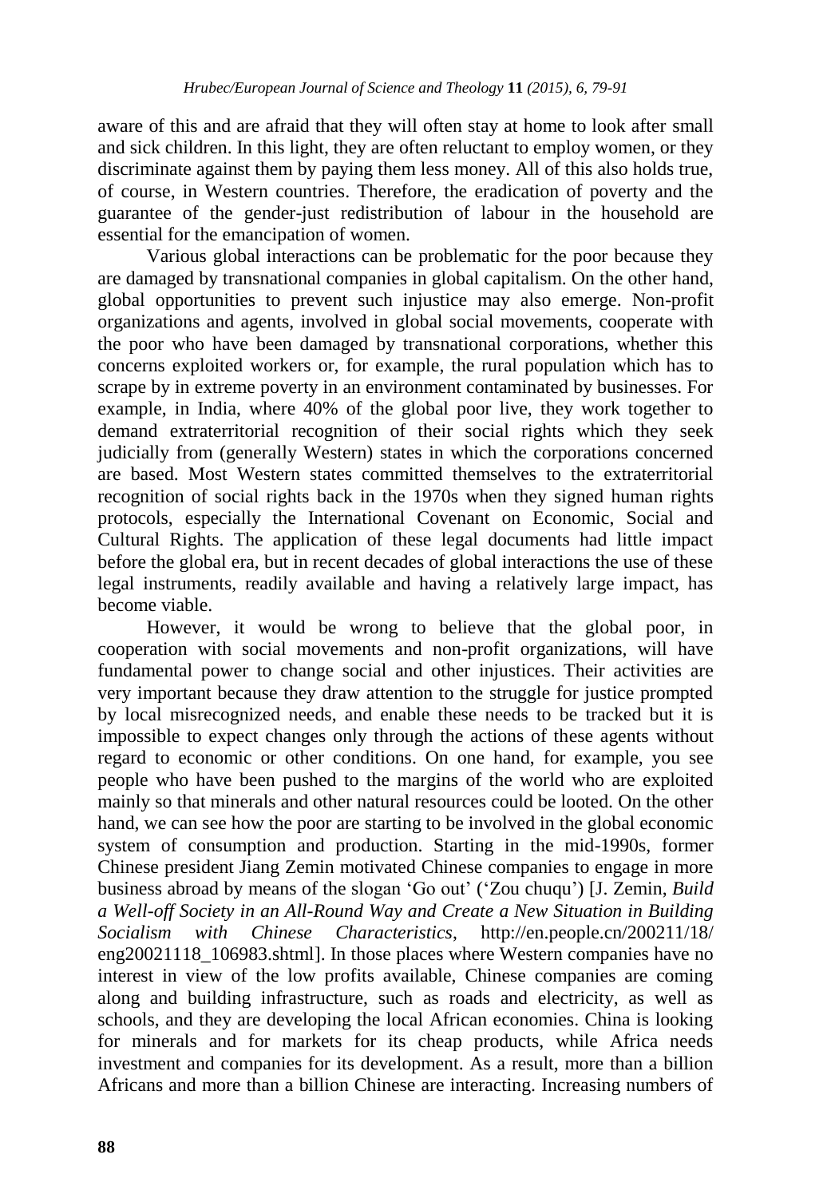aware of this and are afraid that they will often stay at home to look after small and sick children. In this light, they are often reluctant to employ women, or they discriminate against them by paying them less money. All of this also holds true, of course, in Western countries. Therefore, the eradication of poverty and the guarantee of the gender-just redistribution of labour in the household are essential for the emancipation of women.

Various global interactions can be problematic for the poor because they are damaged by transnational companies in global capitalism. On the other hand, global opportunities to prevent such injustice may also emerge. Non-profit organizations and agents, involved in global social movements, cooperate with the poor who have been damaged by transnational corporations, whether this concerns exploited workers or, for example, the rural population which has to scrape by in extreme poverty in an environment contaminated by businesses. For example, in India, where 40% of the global poor live, they work together to demand extraterritorial recognition of their social rights which they seek judicially from (generally Western) states in which the corporations concerned are based. Most Western states committed themselves to the extraterritorial recognition of social rights back in the 1970s when they signed human rights protocols, especially the International Covenant on Economic, Social and Cultural Rights. The application of these legal documents had little impact before the global era, but in recent decades of global interactions the use of these legal instruments, readily available and having a relatively large impact, has become viable.

However, it would be wrong to believe that the global poor, in cooperation with social movements and non-profit organizations, will have fundamental power to change social and other injustices. Their activities are very important because they draw attention to the struggle for justice prompted by local misrecognized needs, and enable these needs to be tracked but it is impossible to expect changes only through the actions of these agents without regard to economic or other conditions. On one hand, for example, you see people who have been pushed to the margins of the world who are exploited mainly so that minerals and other natural resources could be looted. On the other hand, we can see how the poor are starting to be involved in the global economic system of consumption and production. Starting in the mid-1990s, former Chinese president Jiang Zemin motivated Chinese companies to engage in more business abroad by means of the slogan 'Go out' ('Zou chuqu') [J. Zemin, *Build a Well-off Society in an All-Round Way and Create a New Situation in Building Socialism with Chinese Characteristics*, http://en.people.cn/200211/18/eng20021118_106983.shtml]. In those places where Western companies have no interest in view of the low profits available, Chinese companies are coming along and building infrastructure, such as roads and electricity, as well as schools, and they are developing the local African economies. China is looking for minerals and for markets for its cheap products, while Africa needs investment and companies for its development. As a result, more than a billion Africans and more than a billion Chinese are interacting. Increasing numbers of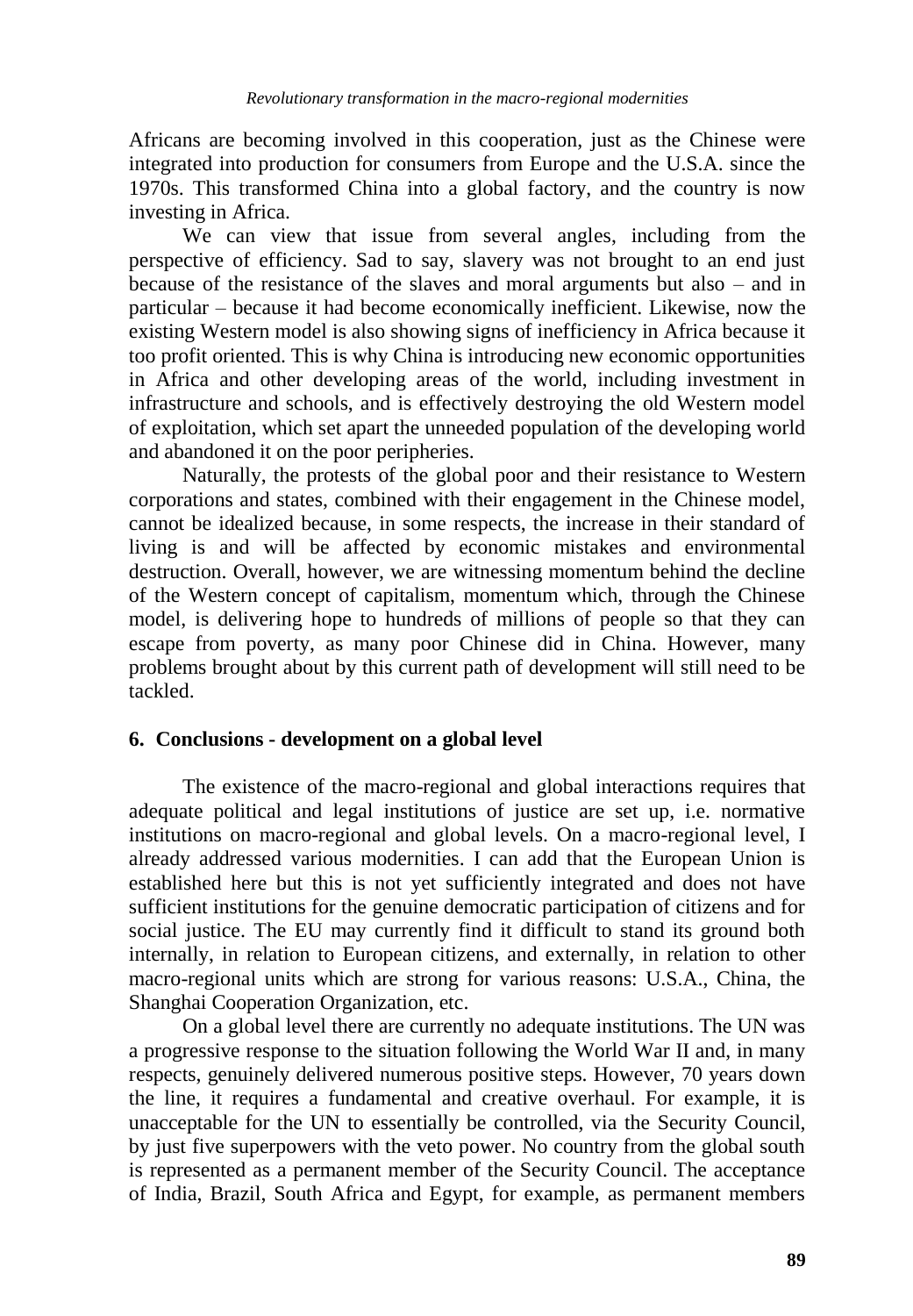Africans are becoming involved in this cooperation, just as the Chinese were integrated into production for consumers from Europe and the U.S.A. since the 1970s. This transformed China into a global factory, and the country is now investing in Africa.

We can view that issue from several angles, including from the perspective of efficiency. Sad to say, slavery was not brought to an end just because of the resistance of the slaves and moral arguments but also – and in particular – because it had become economically inefficient. Likewise, now the existing Western model is also showing signs of inefficiency in Africa because it too profit oriented. This is why China is introducing new economic opportunities in Africa and other developing areas of the world, including investment in infrastructure and schools, and is effectively destroying the old Western model of exploitation, which set apart the unneeded population of the developing world and abandoned it on the poor peripheries.

Naturally, the protests of the global poor and their resistance to Western corporations and states, combined with their engagement in the Chinese model, cannot be idealized because, in some respects, the increase in their standard of living is and will be affected by economic mistakes and environmental destruction. Overall, however, we are witnessing momentum behind the decline of the Western concept of capitalism, momentum which, through the Chinese model, is delivering hope to hundreds of millions of people so that they can escape from poverty, as many poor Chinese did in China. However, many problems brought about by this current path of development will still need to be tackled.

## 6. Conclusions - development on a global level

The existence of the macro-regional and global interactions requires that adequate political and legal institutions of justice are set up, i.e. normative institutions on macro-regional and global levels. On a macro-regional level, I already addressed various modernities. I can add that the European Union is established here but this is not yet sufficiently integrated and does not have sufficient institutions for the genuine democratic participation of citizens and for social justice. The EU may currently find it difficult to stand its ground both internally, in relation to European citizens, and externally, in relation to other macro-regional units which are strong for various reasons: U.S.A., China, the Shanghai Cooperation Organization, etc.

On a global level there are currently no adequate institutions. The UN was a progressive response to the situation following the World War II and, in many respects, genuinely delivered numerous positive steps. However, 70 years down the line, it requires a fundamental and creative overhaul. For example, it is unacceptable for the UN to essentially be controlled, via the Security Council, by just five superpowers with the veto power. No country from the global south is represented as a permanent member of the Security Council. The acceptance of India, Brazil, South Africa and Egypt, for example, as permanent members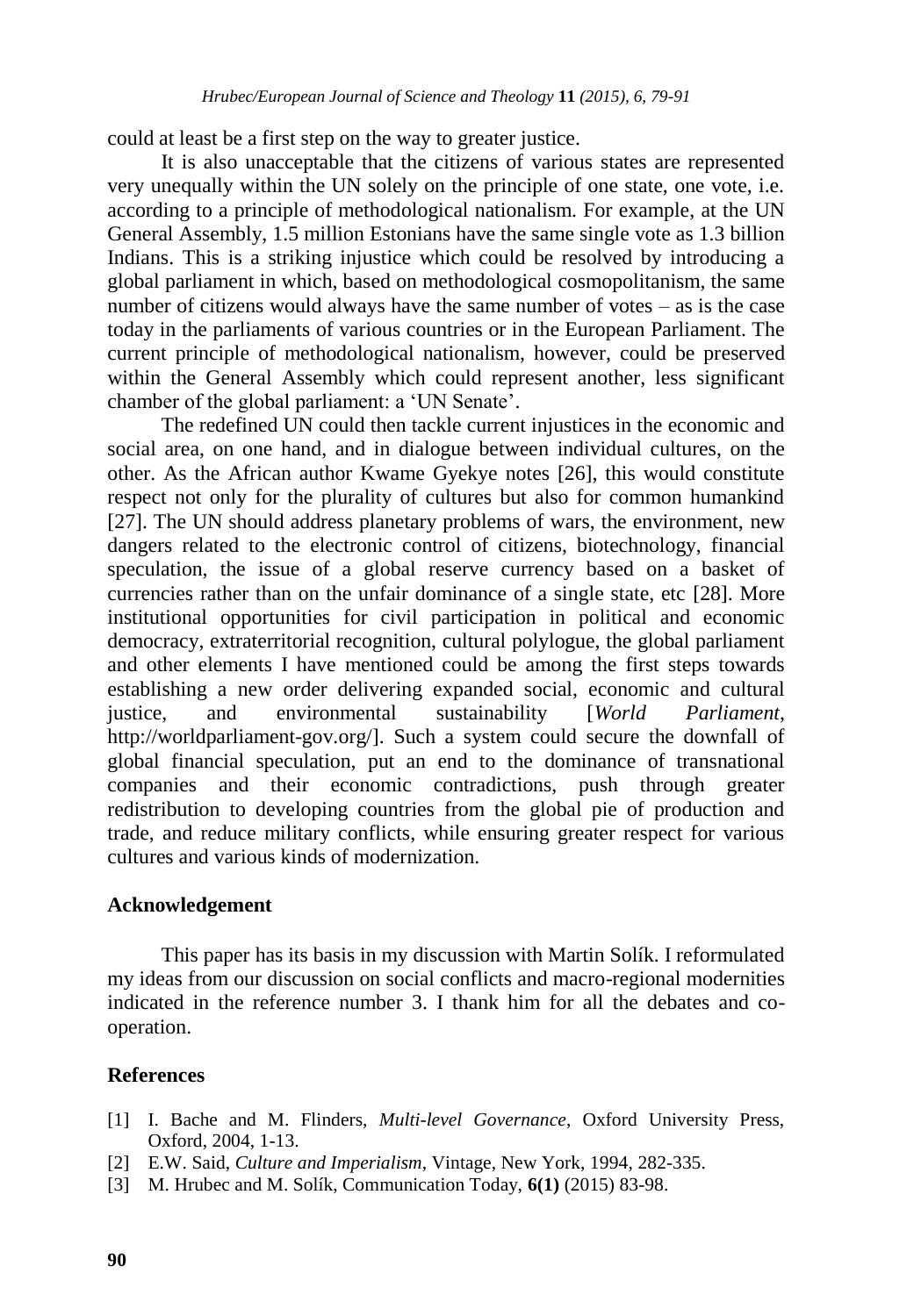could at least be a first step on the way to greater justice.

It is also unacceptable that the citizens of various states are represented very unequally within the UN solely on the principle of one state, one vote, i.e. according to a principle of methodological nationalism. For example, at the UN General Assembly, 1.5 million Estonians have the same single vote as 1.3 billion Indians. This is a striking injustice which could be resolved by introducing a global parliament in which, based on methodological cosmopolitanism, the same number of citizens would always have the same number of votes – as is the case today in the parliaments of various countries or in the European Parliament. The current principle of methodological nationalism, however, could be preserved within the General Assembly which could represent another, less significant chamber of the global parliament: a 'UN Senate'.

The redefined UN could then tackle current injustices in the economic and social area, on one hand, and in dialogue between individual cultures, on the other. As the African author Kwame Gyekye notes [26], this would constitute respect not only for the plurality of cultures but also for common humankind [27]. The UN should address planetary problems of wars, the environment, new dangers related to the electronic control of citizens, biotechnology, financial speculation, the issue of a global reserve currency based on a basket of currencies rather than on the unfair dominance of a single state, etc [28]. More institutional opportunities for civil participation in political and economic democracy, extraterritorial recognition, cultural polylogue, the global parliament and other elements I have mentioned could be among the first steps towards establishing a new order delivering expanded social, economic and cultural justice, and environmental sustainability [*World Parliament*, http://worldparliament-gov.org/]. Such a system could secure the downfall of global financial speculation, put an end to the dominance of transnational companies and their economic contradictions, push through greater redistribution to developing countries from the global pie of production and trade, and reduce military conflicts, while ensuring greater respect for various cultures and various kinds of modernization.

## Acknowledgement

This paper has its basis in my discussion with Martin Solík. I reformulated my ideas from our discussion on social conflicts and macro-regional modernities indicated in the reference number 3. I thank him for all the debates and co-operation.

## References

[1] I. Bache and M. Flinders, *Multi-level Governance*, Oxford University Press, Oxford, 2004, 1-13.

[2] E.W. Said, *Culture and Imperialism*, Vintage, New York, 1994, 282-335.

[3] M. Hrubec and M. Solík, Communication Today, **6(1)** (2015) 83-98.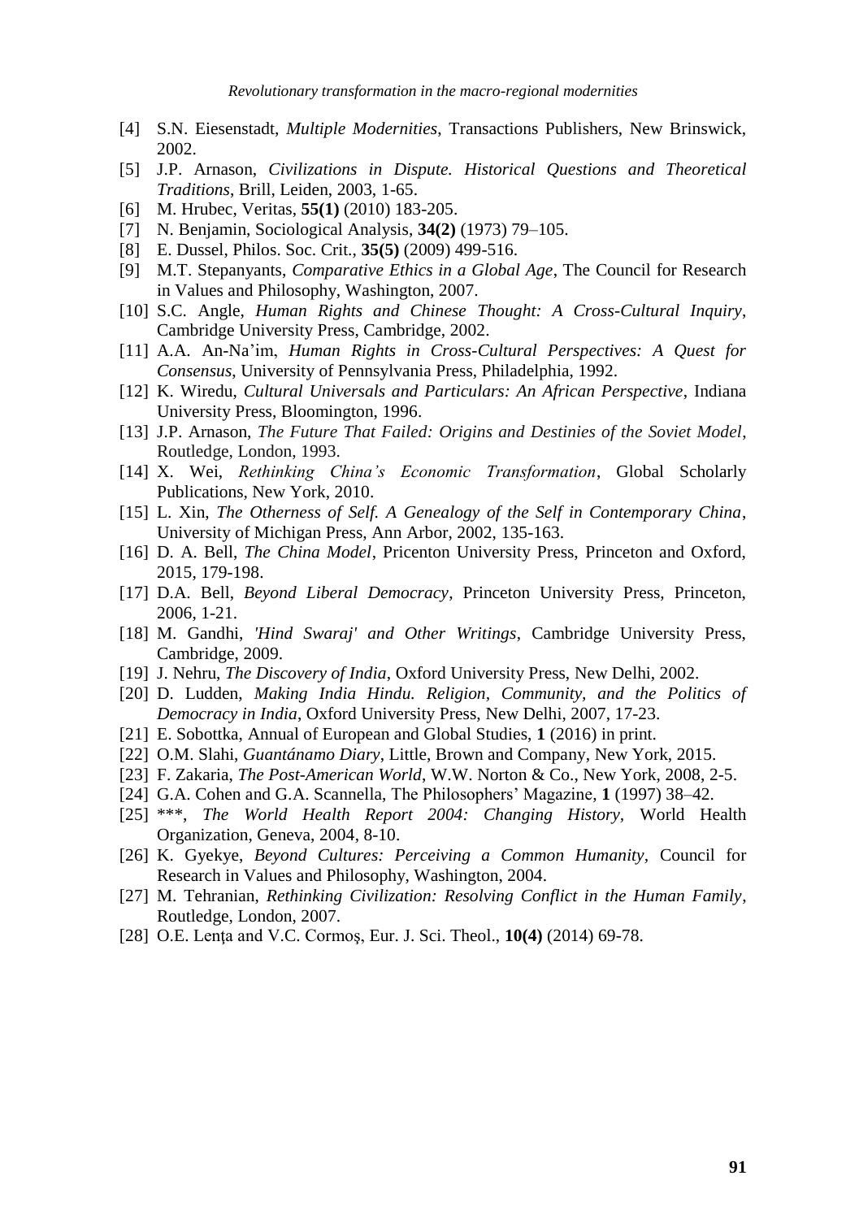[4] S.N. Eiesenstadt, *Multiple Modernities*, Transactions Publishers, New Brinswick, 2002.

[5] J.P. Arnason, *Civilizations in Dispute. Historical Questions and Theoretical Traditions*, Brill, Leiden, 2003, 1-65.

[6] M. Hrubec, Veritas, **55(1)** (2010) 183-205.

[7] N. Benjamin, Sociological Analysis, **34(2)** (1973) 79–105.

[8] E. Dussel, Philos. Soc. Crit., **35(5)** (2009) 499-516.

[9] M.T. Stepanyants, *Comparative Ethics in a Global Age*, The Council for Research in Values and Philosophy, Washington, 2007.

[10] S.C. Angle, *Human Rights and Chinese Thought: A Cross-Cultural Inquiry*, Cambridge University Press, Cambridge, 2002.

[11] A.A. An-Na'im, *Human Rights in Cross-Cultural Perspectives: A Quest for Consensus*, University of Pennsylvania Press, Philadelphia, 1992.

[12] K. Wiredu, *Cultural Universals and Particulars: An African Perspective*, Indiana University Press, Bloomington, 1996.

[13] J.P. Arnason, *The Future That Failed: Origins and Destinies of the Soviet Model*, Routledge, London, 1993.

[14] X. Wei, *Rethinking China's Economic Transformation*, Global Scholarly Publications, New York, 2010.

[15] L. Xin, *The Otherness of Self. A Genealogy of the Self in Contemporary China*, University of Michigan Press, Ann Arbor, 2002, 135-163.

[16] D. A. Bell, *The China Model*, Pricenton University Press, Princeton and Oxford, 2015, 179-198.

[17] D.A. Bell, *Beyond Liberal Democracy*, Princeton University Press, Princeton, 2006, 1-21.

[18] M. Gandhi, *'Hind Swaraj' and Other Writings*, Cambridge University Press, Cambridge, 2009.

[19] J. Nehru, *The Discovery of India*, Oxford University Press, New Delhi, 2002.

[20] D. Ludden, *Making India Hindu. Religion, Community, and the Politics of Democracy in India*, Oxford University Press, New Delhi, 2007, 17-23.

[21] E. Sobottka, Annual of European and Global Studies, **1** (2016) in print.

[22] O.M. Slahi, *Guantánamo Diary*, Little, Brown and Company, New York, 2015.

[23] F. Zakaria, *The Post-American World*, W.W. Norton & Co., New York, 2008, 2-5.

[24] G.A. Cohen and G.A. Scannella, The Philosophers' Magazine, **1** (1997) 38–42.

[25] ***, *The World Health Report 2004: Changing History*, World Health Organization, Geneva, 2004, 8-10.

[26] K. Gyekye, *Beyond Cultures: Perceiving a Common Humanity*, Council for Research in Values and Philosophy, Washington, 2004.

[27] M. Tehranian, *Rethinking Civilization: Resolving Conflict in the Human Family*, Routledge, London, 2007.

[28] O.E. Lenţa and V.C. Cormoş, Eur. J. Sci. Theol., **10(4)** (2014) 69-78.